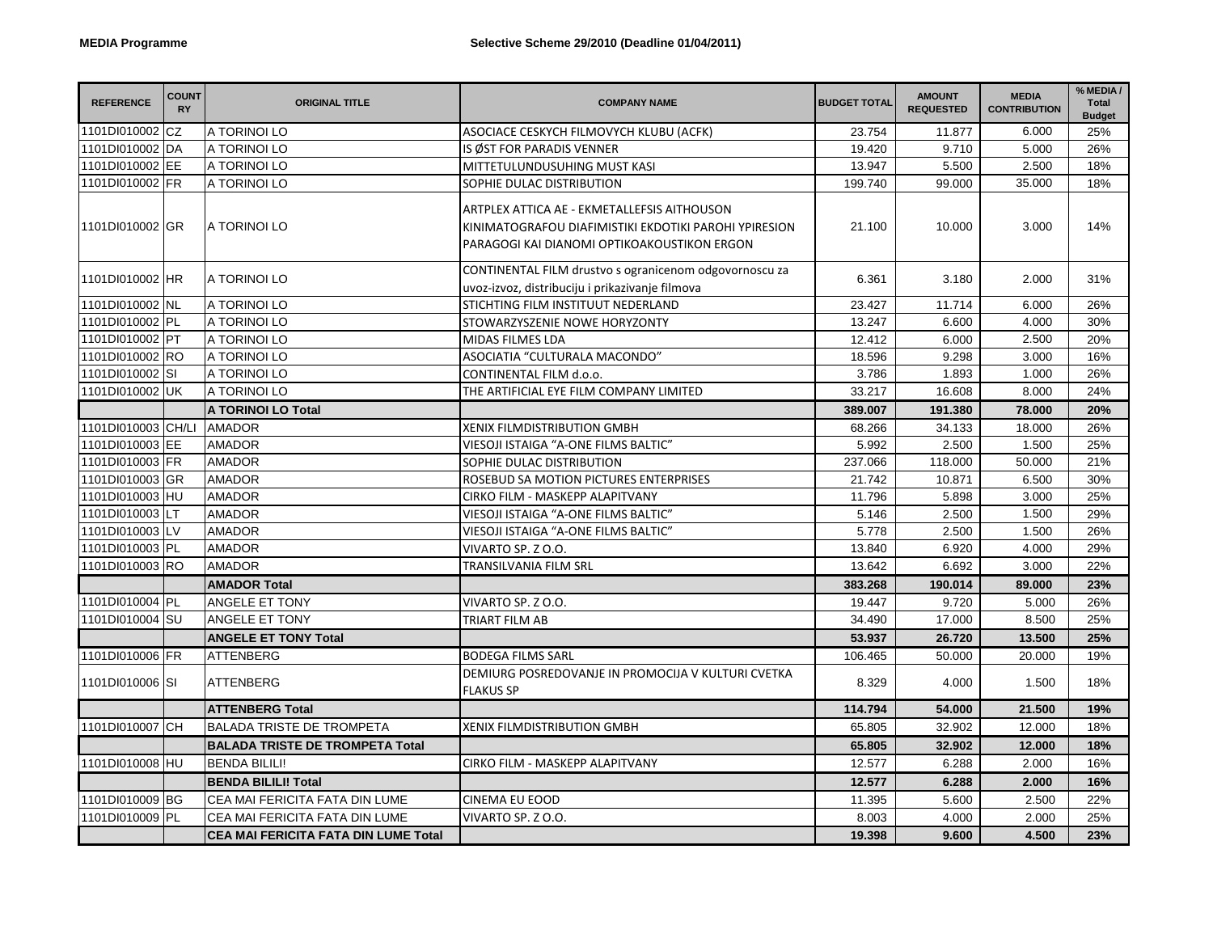**MEDIA Programme** **Selective Scheme 29/2010 (Deadline 01/04/2011)**

| REFERENCE | COUNTRY | ORIGINAL TITLE | COMPANY NAME | BUDGET TOTAL | AMOUNT REQUESTED | MEDIA CONTRIBUTION | % MEDIA / Total Budget |
|---|---|---|---|---|---|---|---|
| 1101DI010002 | CZ | A TORINOI LO | ASOCIACE CESKYCH FILMOVYCH KLUBU (ACFK) | 23.754 | 11.877 | 6.000 | 25% |
| 1101DI010002 | DA | A TORINOI LO | IS ØST FOR PARADIS VENNER | 19.420 | 9.710 | 5.000 | 26% |
| 1101DI010002 | EE | A TORINOI LO | MITTETULUNDUSUHING MUST KASI | 13.947 | 5.500 | 2.500 | 18% |
| 1101DI010002 | FR | A TORINOI LO | SOPHIE DULAC DISTRIBUTION | 199.740 | 99.000 | 35.000 | 18% |
| 1101DI010002 | GR | A TORINOI LO | ARTPLEX ATTICA AE - EKMETALLEFSIS AITHOUSON KINIMATOGRAFOU DIAFIMISTIKI EKDOTIKI PAROHI YPIRESION PARAGOGI KAI DIANOMI OPTIKOAKOUSTIKON ERGON | 21.100 | 10.000 | 3.000 | 14% |
| 1101DI010002 | HR | A TORINOI LO | CONTINENTAL FILM drustvo s ogranicenom odgovornoscu za uvoz-izvoz, distribuciju i prikazivanje filmova | 6.361 | 3.180 | 2.000 | 31% |
| 1101DI010002 | NL | A TORINOI LO | STICHTING FILM INSTITUUT NEDERLAND | 23.427 | 11.714 | 6.000 | 26% |
| 1101DI010002 | PL | A TORINOI LO | STOWARZYSZENIE NOWE HORYZONTY | 13.247 | 6.600 | 4.000 | 30% |
| 1101DI010002 | PT | A TORINOI LO | MIDAS FILMES LDA | 12.412 | 6.000 | 2.500 | 20% |
| 1101DI010002 | RO | A TORINOI LO | ASOCIATIA "CULTURALA MACONDO" | 18.596 | 9.298 | 3.000 | 16% |
| 1101DI010002 | SI | A TORINOI LO | CONTINENTAL FILM d.o.o. | 3.786 | 1.893 | 1.000 | 26% |
| 1101DI010002 | UK | A TORINOI LO | THE ARTIFICIAL EYE FILM COMPANY LIMITED | 33.217 | 16.608 | 8.000 | 24% |
| | | **A TORINOI LO Total** | | **389.007** | **191.380** | **78.000** | **20%** |
| 1101DI010003 | CH/LI | AMADOR | XENIX FILMDISTRIBUTION GMBH | 68.266 | 34.133 | 18.000 | 26% |
| 1101DI010003 | EE | AMADOR | VIESOJI ISTAIGA "A-ONE FILMS BALTIC" | 5.992 | 2.500 | 1.500 | 25% |
| 1101DI010003 | FR | AMADOR | SOPHIE DULAC DISTRIBUTION | 237.066 | 118.000 | 50.000 | 21% |
| 1101DI010003 | GR | AMADOR | ROSEBUD SA MOTION PICTURES ENTERPRISES | 21.742 | 10.871 | 6.500 | 30% |
| 1101DI010003 | HU | AMADOR | CIRKO FILM - MASKEPP ALAPITVANY | 11.796 | 5.898 | 3.000 | 25% |
| 1101DI010003 | LT | AMADOR | VIESOJI ISTAIGA "A-ONE FILMS BALTIC" | 5.146 | 2.500 | 1.500 | 29% |
| 1101DI010003 | LV | AMADOR | VIESOJI ISTAIGA "A-ONE FILMS BALTIC" | 5.778 | 2.500 | 1.500 | 26% |
| 1101DI010003 | PL | AMADOR | VIVARTO SP. Z O.O. | 13.840 | 6.920 | 4.000 | 29% |
| 1101DI010003 | RO | AMADOR | TRANSILVANIA FILM SRL | 13.642 | 6.692 | 3.000 | 22% |
| | | **AMADOR Total** | | **383.268** | **190.014** | **89.000** | **23%** |
| 1101DI010004 | PL | ANGELE ET TONY | VIVARTO SP. Z O.O. | 19.447 | 9.720 | 5.000 | 26% |
| 1101DI010004 | SU | ANGELE ET TONY | TRIART FILM AB | 34.490 | 17.000 | 8.500 | 25% |
| | | **ANGELE ET TONY Total** | | **53.937** | **26.720** | **13.500** | **25%** |
| 1101DI010006 | FR | ATTENBERG | BODEGA FILMS SARL | 106.465 | 50.000 | 20.000 | 19% |
| 1101DI010006 | SI | ATTENBERG | DEMIURG POSREDOVANJE IN PROMOCIJA V KULTURI CVETKA FLAKUS SP | 8.329 | 4.000 | 1.500 | 18% |
| | | **ATTENBERG Total** | | **114.794** | **54.000** | **21.500** | **19%** |
| 1101DI010007 | CH | BALADA TRISTE DE TROMPETA | XENIX FILMDISTRIBUTION GMBH | 65.805 | 32.902 | 12.000 | 18% |
| | | **BALADA TRISTE DE TROMPETA Total** | | **65.805** | **32.902** | **12.000** | **18%** |
| 1101DI010008 | HU | BENDA BILILI! | CIRKO FILM - MASKEPP ALAPITVANY | 12.577 | 6.288 | 2.000 | 16% |
| | | **BENDA BILILI! Total** | | **12.577** | **6.288** | **2.000** | **16%** |
| 1101DI010009 | BG | CEA MAI FERICITA FATA DIN LUME | CINEMA EU EOOD | 11.395 | 5.600 | 2.500 | 22% |
| 1101DI010009 | PL | CEA MAI FERICITA FATA DIN LUME | VIVARTO SP. Z O.O. | 8.003 | 4.000 | 2.000 | 25% |
| | | **CEA MAI FERICITA FATA DIN LUME Total** | | **19.398** | **9.600** | **4.500** | **23%** |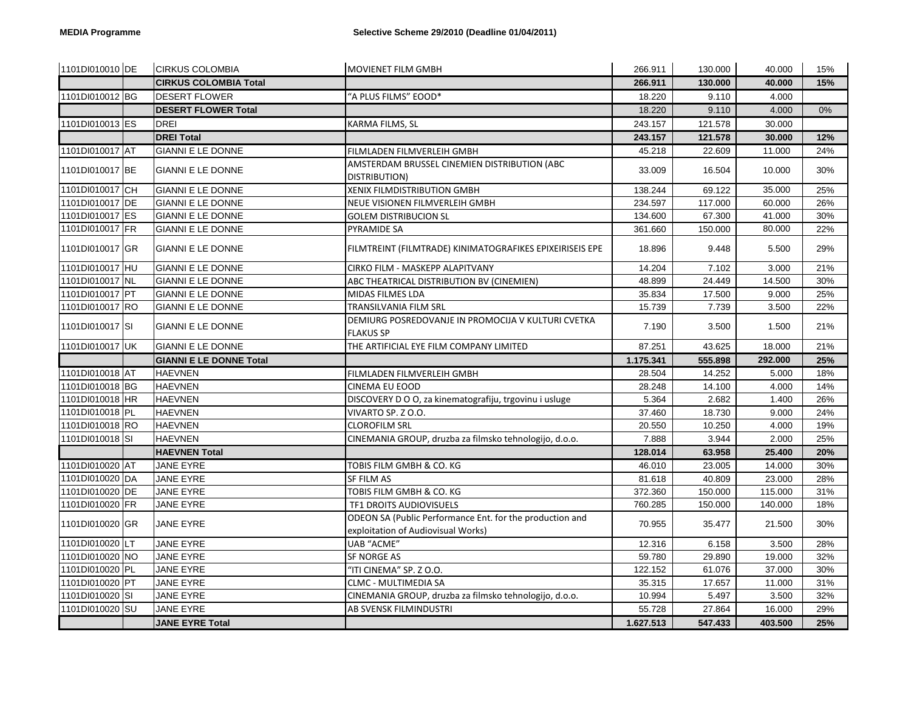| | | | | | | | |
|---|---|---|---|---|---|---|---|
| 1101DI010010 | DE | CIRKUS COLOMBIA | MOVIENET FILM GMBH | 266.911 | 130.000 | 40.000 | 15% |
| | | **CIRKUS COLOMBIA Total** | | **266.911** | **130.000** | **40.000** | **15%** |
| 1101DI010012 | BG | DESERT FLOWER | "A PLUS FILMS" EOOD* | 18.220 | 9.110 | 4.000 | |
| | | **DESERT FLOWER Total** | | 18.220 | 9.110 | 4.000 | 0% |
| 1101DI010013 | ES | DREI | KARMA FILMS, SL | 243.157 | 121.578 | 30.000 | |
| | | **DREI Total** | | **243.157** | **121.578** | **30.000** | **12%** |
| 1101DI010017 | AT | GIANNI E LE DONNE | FILMLADEN FILMVERLEIH GMBH | 45.218 | 22.609 | 11.000 | 24% |
| 1101DI010017 | BE | GIANNI E LE DONNE | AMSTERDAM BRUSSEL CINEMIEN DISTRIBUTION (ABC DISTRIBUTION) | 33.009 | 16.504 | 10.000 | 30% |
| 1101DI010017 | CH | GIANNI E LE DONNE | XENIX FILMDISTRIBUTION GMBH | 138.244 | 69.122 | 35.000 | 25% |
| 1101DI010017 | DE | GIANNI E LE DONNE | NEUE VISIONEN FILMVERLEIH GMBH | 234.597 | 117.000 | 60.000 | 26% |
| 1101DI010017 | ES | GIANNI E LE DONNE | GOLEM DISTRIBUCION SL | 134.600 | 67.300 | 41.000 | 30% |
| 1101DI010017 | FR | GIANNI E LE DONNE | PYRAMIDE SA | 361.660 | 150.000 | 80.000 | 22% |
| 1101DI010017 | GR | GIANNI E LE DONNE | FILMTREINT (FILMTRADE) KINIMATOGRAFIKES EPIXEIRISEIS EPE | 18.896 | 9.448 | 5.500 | 29% |
| 1101DI010017 | HU | GIANNI E LE DONNE | CIRKO FILM - MASKEPP ALAPITVANY | 14.204 | 7.102 | 3.000 | 21% |
| 1101DI010017 | NL | GIANNI E LE DONNE | ABC THEATRICAL DISTRIBUTION BV (CINEMIEN) | 48.899 | 24.449 | 14.500 | 30% |
| 1101DI010017 | PT | GIANNI E LE DONNE | MIDAS FILMES LDA | 35.834 | 17.500 | 9.000 | 25% |
| 1101DI010017 | RO | GIANNI E LE DONNE | TRANSILVANIA FILM SRL | 15.739 | 7.739 | 3.500 | 22% |
| 1101DI010017 | SI | GIANNI E LE DONNE | DEMIURG POSREDOVANJE IN PROMOCIJA V KULTURI CVETKA FLAKUS SP | 7.190 | 3.500 | 1.500 | 21% |
| 1101DI010017 | UK | GIANNI E LE DONNE | THE ARTIFICIAL EYE FILM COMPANY LIMITED | 87.251 | 43.625 | 18.000 | 21% |
| | | **GIANNI E LE DONNE Total** | | **1.175.341** | **555.898** | **292.000** | **25%** |
| 1101DI010018 | AT | HAEVNEN | FILMLADEN FILMVERLEIH GMBH | 28.504 | 14.252 | 5.000 | 18% |
| 1101DI010018 | BG | HAEVNEN | CINEMA EU EOOD | 28.248 | 14.100 | 4.000 | 14% |
| 1101DI010018 | HR | HAEVNEN | DISCOVERY D O O, za kinematografiju, trgovinu i usluge | 5.364 | 2.682 | 1.400 | 26% |
| 1101DI010018 | PL | HAEVNEN | VIVARTO SP. Z O.O. | 37.460 | 18.730 | 9.000 | 24% |
| 1101DI010018 | RO | HAEVNEN | CLOROFILM SRL | 20.550 | 10.250 | 4.000 | 19% |
| 1101DI010018 | SI | HAEVNEN | CINEMANIA GROUP, druzba za filmsko tehnologijo, d.o.o. | 7.888 | 3.944 | 2.000 | 25% |
| | | **HAEVNEN Total** | | **128.014** | **63.958** | **25.400** | **20%** |
| 1101DI010020 | AT | JANE EYRE | TOBIS FILM GMBH & CO. KG | 46.010 | 23.005 | 14.000 | 30% |
| 1101DI010020 | DA | JANE EYRE | SF FILM AS | 81.618 | 40.809 | 23.000 | 28% |
| 1101DI010020 | DE | JANE EYRE | TOBIS FILM GMBH & CO. KG | 372.360 | 150.000 | 115.000 | 31% |
| 1101DI010020 | FR | JANE EYRE | TF1 DROITS AUDIOVISUELS | 760.285 | 150.000 | 140.000 | 18% |
| 1101DI010020 | GR | JANE EYRE | ODEON SA (Public Performance Ent. for the production and exploitation of Audiovisual Works) | 70.955 | 35.477 | 21.500 | 30% |
| 1101DI010020 | LT | JANE EYRE | UAB "ACME" | 12.316 | 6.158 | 3.500 | 28% |
| 1101DI010020 | NO | JANE EYRE | SF NORGE AS | 59.780 | 29.890 | 19.000 | 32% |
| 1101DI010020 | PL | JANE EYRE | "ITI CINEMA" SP. Z O.O. | 122.152 | 61.076 | 37.000 | 30% |
| 1101DI010020 | PT | JANE EYRE | CLMC - MULTIMEDIA SA | 35.315 | 17.657 | 11.000 | 31% |
| 1101DI010020 | SI | JANE EYRE | CINEMANIA GROUP, druzba za filmsko tehnologijo, d.o.o. | 10.994 | 5.497 | 3.500 | 32% |
| 1101DI010020 | SU | JANE EYRE | AB SVENSK FILMINDUSTRI | 55.728 | 27.864 | 16.000 | 29% |
| | | **JANE EYRE Total** | | **1.627.513** | **547.433** | **403.500** | **25%** |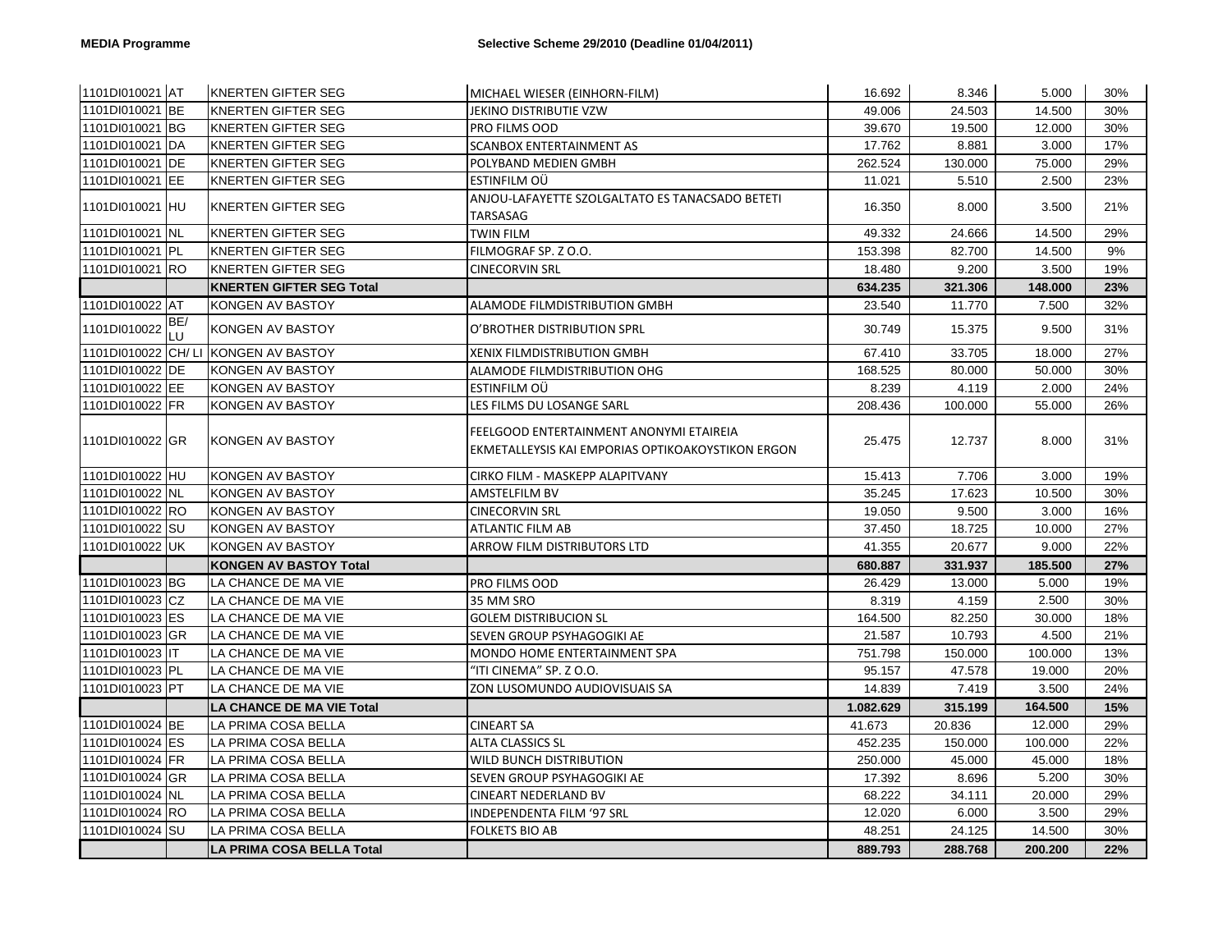**MEDIA Programme** **Selective Scheme 29/2010 (Deadline 01/04/2011)**

| | | | | | | | |
|---|---|---|---|---|---|---|---|
| 1101DI010021 | AT | KNERTEN GIFTER SEG | MICHAEL WIESER (EINHORN-FILM) | 16.692 | 8.346 | 5.000 | 30% |
| 1101DI010021 | BE | KNERTEN GIFTER SEG | JEKINO DISTRIBUTIE VZW | 49.006 | 24.503 | 14.500 | 30% |
| 1101DI010021 | BG | KNERTEN GIFTER SEG | PRO FILMS OOD | 39.670 | 19.500 | 12.000 | 30% |
| 1101DI010021 | DA | KNERTEN GIFTER SEG | SCANBOX ENTERTAINMENT AS | 17.762 | 8.881 | 3.000 | 17% |
| 1101DI010021 | DE | KNERTEN GIFTER SEG | POLYBAND MEDIEN GMBH | 262.524 | 130.000 | 75.000 | 29% |
| 1101DI010021 | EE | KNERTEN GIFTER SEG | ESTINFILM OÜ | 11.021 | 5.510 | 2.500 | 23% |
| 1101DI010021 | HU | KNERTEN GIFTER SEG | ANJOU-LAFAYETTE SZOLGALTATO ES TANACSADO BETETI TARSASAG | 16.350 | 8.000 | 3.500 | 21% |
| 1101DI010021 | NL | KNERTEN GIFTER SEG | TWIN FILM | 49.332 | 24.666 | 14.500 | 29% |
| 1101DI010021 | PL | KNERTEN GIFTER SEG | FILMOGRAF SP. Z O.O. | 153.398 | 82.700 | 14.500 | 9% |
| 1101DI010021 | RO | KNERTEN GIFTER SEG | CINECORVIN SRL | 18.480 | 9.200 | 3.500 | 19% |
| | | **KNERTEN GIFTER SEG Total** | | **634.235** | **321.306** | **148.000** | **23%** |
| 1101DI010022 | AT | KONGEN AV BASTOY | ALAMODE FILMDISTRIBUTION GMBH | 23.540 | 11.770 | 7.500 | 32% |
| 1101DI010022 | BE/LU | KONGEN AV BASTOY | O'BROTHER DISTRIBUTION SPRL | 30.749 | 15.375 | 9.500 | 31% |
| 1101DI010022 | CH/LI | KONGEN AV BASTOY | XENIX FILMDISTRIBUTION GMBH | 67.410 | 33.705 | 18.000 | 27% |
| 1101DI010022 | DE | KONGEN AV BASTOY | ALAMODE FILMDISTRIBUTION OHG | 168.525 | 80.000 | 50.000 | 30% |
| 1101DI010022 | EE | KONGEN AV BASTOY | ESTINFILM OÜ | 8.239 | 4.119 | 2.000 | 24% |
| 1101DI010022 | FR | KONGEN AV BASTOY | LES FILMS DU LOSANGE SARL | 208.436 | 100.000 | 55.000 | 26% |
| 1101DI010022 | GR | KONGEN AV BASTOY | FEELGOOD ENTERTAINMENT ANONYMI ETAIREIA EKMETALLEYSIS KAI EMPORIAS OPTIKOAKOYSTIKON ERGON | 25.475 | 12.737 | 8.000 | 31% |
| 1101DI010022 | HU | KONGEN AV BASTOY | CIRKO FILM - MASKEPP ALAPITVANY | 15.413 | 7.706 | 3.000 | 19% |
| 1101DI010022 | NL | KONGEN AV BASTOY | AMSTELFILM BV | 35.245 | 17.623 | 10.500 | 30% |
| 1101DI010022 | RO | KONGEN AV BASTOY | CINECORVIN SRL | 19.050 | 9.500 | 3.000 | 16% |
| 1101DI010022 | SU | KONGEN AV BASTOY | ATLANTIC FILM AB | 37.450 | 18.725 | 10.000 | 27% |
| 1101DI010022 | UK | KONGEN AV BASTOY | ARROW FILM DISTRIBUTORS LTD | 41.355 | 20.677 | 9.000 | 22% |
| | | **KONGEN AV BASTOY Total** | | **680.887** | **331.937** | **185.500** | **27%** |
| 1101DI010023 | BG | LA CHANCE DE MA VIE | PRO FILMS OOD | 26.429 | 13.000 | 5.000 | 19% |
| 1101DI010023 | CZ | LA CHANCE DE MA VIE | 35 MM SRO | 8.319 | 4.159 | 2.500 | 30% |
| 1101DI010023 | ES | LA CHANCE DE MA VIE | GOLEM DISTRIBUCION SL | 164.500 | 82.250 | 30.000 | 18% |
| 1101DI010023 | GR | LA CHANCE DE MA VIE | SEVEN GROUP PSYHAGOGIKI AE | 21.587 | 10.793 | 4.500 | 21% |
| 1101DI010023 | IT | LA CHANCE DE MA VIE | MONDO HOME ENTERTAINMENT SPA | 751.798 | 150.000 | 100.000 | 13% |
| 1101DI010023 | PL | LA CHANCE DE MA VIE | "ITI CINEMA" SP. Z O.O. | 95.157 | 47.578 | 19.000 | 20% |
| 1101DI010023 | PT | LA CHANCE DE MA VIE | ZON LUSOMUNDO AUDIOVISUAIS SA | 14.839 | 7.419 | 3.500 | 24% |
| | | **LA CHANCE DE MA VIE Total** | | **1.082.629** | **315.199** | **164.500** | **15%** |
| 1101DI010024 | BE | LA PRIMA COSA BELLA | CINEART SA | 41.673 | 20.836 | 12.000 | 29% |
| 1101DI010024 | ES | LA PRIMA COSA BELLA | ALTA CLASSICS SL | 452.235 | 150.000 | 100.000 | 22% |
| 1101DI010024 | FR | LA PRIMA COSA BELLA | WILD BUNCH DISTRIBUTION | 250.000 | 45.000 | 45.000 | 18% |
| 1101DI010024 | GR | LA PRIMA COSA BELLA | SEVEN GROUP PSYHAGOGIKI AE | 17.392 | 8.696 | 5.200 | 30% |
| 1101DI010024 | NL | LA PRIMA COSA BELLA | CINEART NEDERLAND BV | 68.222 | 34.111 | 20.000 | 29% |
| 1101DI010024 | RO | LA PRIMA COSA BELLA | INDEPENDENTA FILM '97 SRL | 12.020 | 6.000 | 3.500 | 29% |
| 1101DI010024 | SU | LA PRIMA COSA BELLA | FOLKETS BIO AB | 48.251 | 24.125 | 14.500 | 30% |
| | | **LA PRIMA COSA BELLA Total** | | **889.793** | **288.768** | **200.200** | **22%** |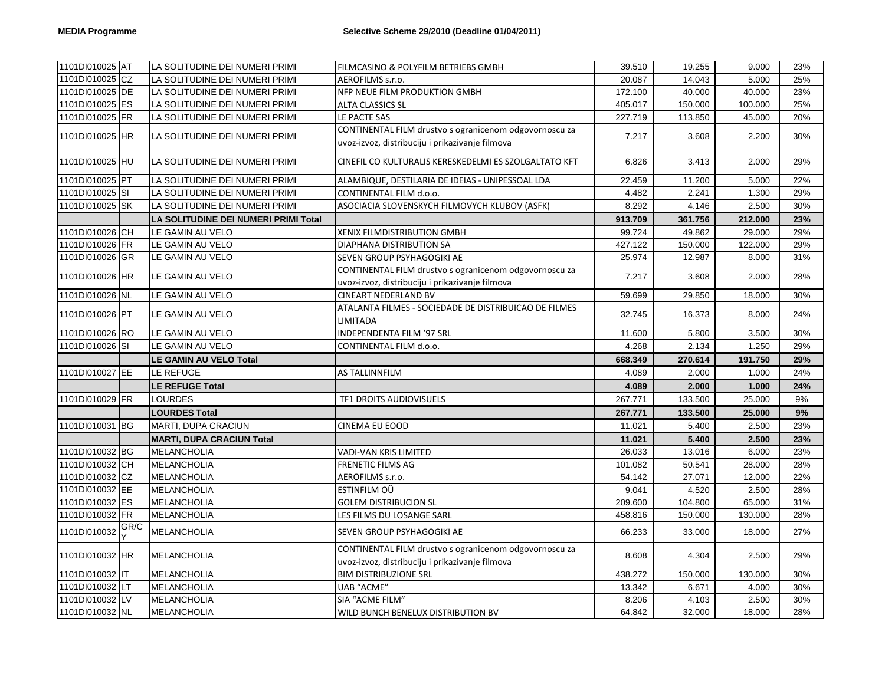| | | | | | | | |
|---|---|---|---|---|---|---|---|
| 1101DI010025 | AT | LA SOLITUDINE DEI NUMERI PRIMI | FILMCASINO & POLYFILM BETRIEBS GMBH | 39.510 | 19.255 | 9.000 | 23% |
| 1101DI010025 | CZ | LA SOLITUDINE DEI NUMERI PRIMI | AEROFILMS s.r.o. | 20.087 | 14.043 | 5.000 | 25% |
| 1101DI010025 | DE | LA SOLITUDINE DEI NUMERI PRIMI | NFP NEUE FILM PRODUKTION GMBH | 172.100 | 40.000 | 40.000 | 23% |
| 1101DI010025 | ES | LA SOLITUDINE DEI NUMERI PRIMI | ALTA CLASSICS SL | 405.017 | 150.000 | 100.000 | 25% |
| 1101DI010025 | FR | LA SOLITUDINE DEI NUMERI PRIMI | LE PACTE SAS | 227.719 | 113.850 | 45.000 | 20% |
| 1101DI010025 | HR | LA SOLITUDINE DEI NUMERI PRIMI | CONTINENTAL FILM drustvo s ogranicenom odgovornoscu za uvoz-izvoz, distribuciju i prikazivanje filmova | 7.217 | 3.608 | 2.200 | 30% |
| 1101DI010025 | HU | LA SOLITUDINE DEI NUMERI PRIMI | CINEFIL CO KULTURALIS KERESKEDELMI ES SZOLGALTATO KFT | 6.826 | 3.413 | 2.000 | 29% |
| 1101DI010025 | PT | LA SOLITUDINE DEI NUMERI PRIMI | ALAMBIQUE, DESTILARIA DE IDEIAS - UNIPESSOAL LDA | 22.459 | 11.200 | 5.000 | 22% |
| 1101DI010025 | SI | LA SOLITUDINE DEI NUMERI PRIMI | CONTINENTAL FILM d.o.o. | 4.482 | 2.241 | 1.300 | 29% |
| 1101DI010025 | SK | LA SOLITUDINE DEI NUMERI PRIMI | ASOCIACIA SLOVENSKYCH FILMOVYCH KLUBOV (ASFK) | 8.292 | 4.146 | 2.500 | 30% |
| | | **LA SOLITUDINE DEI NUMERI PRIMI Total** | | **913.709** | **361.756** | **212.000** | **23%** |
| 1101DI010026 | CH | LE GAMIN AU VELO | XENIX FILMDISTRIBUTION GMBH | 99.724 | 49.862 | 29.000 | 29% |
| 1101DI010026 | FR | LE GAMIN AU VELO | DIAPHANA DISTRIBUTION SA | 427.122 | 150.000 | 122.000 | 29% |
| 1101DI010026 | GR | LE GAMIN AU VELO | SEVEN GROUP PSYHAGOGIKI AE | 25.974 | 12.987 | 8.000 | 31% |
| 1101DI010026 | HR | LE GAMIN AU VELO | CONTINENTAL FILM drustvo s ogranicenom odgovornoscu za uvoz-izvoz, distribuciju i prikazivanje filmova | 7.217 | 3.608 | 2.000 | 28% |
| 1101DI010026 | NL | LE GAMIN AU VELO | CINEART NEDERLAND BV | 59.699 | 29.850 | 18.000 | 30% |
| 1101DI010026 | PT | LE GAMIN AU VELO | ATALANTA FILMES - SOCIEDADE DE DISTRIBUICAO DE FILMES LIMITADA | 32.745 | 16.373 | 8.000 | 24% |
| 1101DI010026 | RO | LE GAMIN AU VELO | INDEPENDENTA FILM '97 SRL | 11.600 | 5.800 | 3.500 | 30% |
| 1101DI010026 | SI | LE GAMIN AU VELO | CONTINENTAL FILM d.o.o. | 4.268 | 2.134 | 1.250 | 29% |
| | | **LE GAMIN AU VELO Total** | | **668.349** | **270.614** | **191.750** | **29%** |
| 1101DI010027 | EE | LE REFUGE | AS TALLINNFILM | 4.089 | 2.000 | 1.000 | 24% |
| | | **LE REFUGE Total** | | **4.089** | **2.000** | **1.000** | **24%** |
| 1101DI010029 | FR | LOURDES | TF1 DROITS AUDIOVISUELS | 267.771 | 133.500 | 25.000 | 9% |
| | | **LOURDES Total** | | **267.771** | **133.500** | **25.000** | **9%** |
| 1101DI010031 | BG | MARTI, DUPA CRACIUN | CINEMA EU EOOD | 11.021 | 5.400 | 2.500 | 23% |
| | | **MARTI, DUPA CRACIUN Total** | | **11.021** | **5.400** | **2.500** | **23%** |
| 1101DI010032 | BG | MELANCHOLIA | VADI-VAN KRIS LIMITED | 26.033 | 13.016 | 6.000 | 23% |
| 1101DI010032 | CH | MELANCHOLIA | FRENETIC FILMS AG | 101.082 | 50.541 | 28.000 | 28% |
| 1101DI010032 | CZ | MELANCHOLIA | AEROFILMS s.r.o. | 54.142 | 27.071 | 12.000 | 22% |
| 1101DI010032 | EE | MELANCHOLIA | ESTINFILM OÜ | 9.041 | 4.520 | 2.500 | 28% |
| 1101DI010032 | ES | MELANCHOLIA | GOLEM DISTRIBUCION SL | 209.600 | 104.800 | 65.000 | 31% |
| 1101DI010032 | FR | MELANCHOLIA | LES FILMS DU LOSANGE SARL | 458.816 | 150.000 | 130.000 | 28% |
| 1101DI010032 | GR/CY | MELANCHOLIA | SEVEN GROUP PSYHAGOGIKI AE | 66.233 | 33.000 | 18.000 | 27% |
| 1101DI010032 | HR | MELANCHOLIA | CONTINENTAL FILM drustvo s ogranicenom odgovornoscu za uvoz-izvoz, distribuciju i prikazivanje filmova | 8.608 | 4.304 | 2.500 | 29% |
| 1101DI010032 | IT | MELANCHOLIA | BIM DISTRIBUZIONE SRL | 438.272 | 150.000 | 130.000 | 30% |
| 1101DI010032 | LT | MELANCHOLIA | UAB "ACME" | 13.342 | 6.671 | 4.000 | 30% |
| 1101DI010032 | LV | MELANCHOLIA | SIA "ACME FILM" | 8.206 | 4.103 | 2.500 | 30% |
| 1101DI010032 | NL | MELANCHOLIA | WILD BUNCH BENELUX DISTRIBUTION BV | 64.842 | 32.000 | 18.000 | 28% |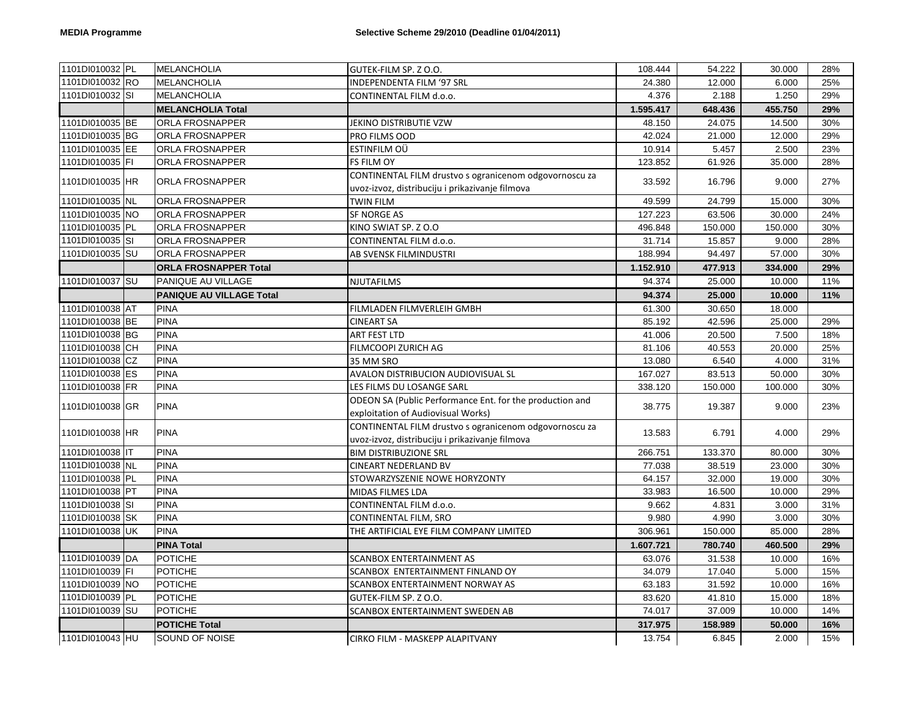| | | | | | | | |
|---|---|---|---|---|---|---|---|
| 1101DI010032 | PL | MELANCHOLIA | GUTEK-FILM SP. Z O.O. | 108.444 | 54.222 | 30.000 | 28% |
| 1101DI010032 | RO | MELANCHOLIA | INDEPENDENTA FILM '97 SRL | 24.380 | 12.000 | 6.000 | 25% |
| 1101DI010032 | SI | MELANCHOLIA | CONTINENTAL FILM d.o.o. | 4.376 | 2.188 | 1.250 | 29% |
| | | **MELANCHOLIA Total** | | **1.595.417** | **648.436** | **455.750** | **29%** |
| 1101DI010035 | BE | ORLA FROSNAPPER | JEKINO DISTRIBUTIE VZW | 48.150 | 24.075 | 14.500 | 30% |
| 1101DI010035 | BG | ORLA FROSNAPPER | PRO FILMS OOD | 42.024 | 21.000 | 12.000 | 29% |
| 1101DI010035 | EE | ORLA FROSNAPPER | ESTINFILM OÜ | 10.914 | 5.457 | 2.500 | 23% |
| 1101DI010035 | FI | ORLA FROSNAPPER | FS FILM OY | 123.852 | 61.926 | 35.000 | 28% |
| 1101DI010035 | HR | ORLA FROSNAPPER | CONTINENTAL FILM drustvo s ogranicenom odgovornoscu za uvoz-izvoz, distribuciju i prikazivanje filmova | 33.592 | 16.796 | 9.000 | 27% |
| 1101DI010035 | NL | ORLA FROSNAPPER | TWIN FILM | 49.599 | 24.799 | 15.000 | 30% |
| 1101DI010035 | NO | ORLA FROSNAPPER | SF NORGE AS | 127.223 | 63.506 | 30.000 | 24% |
| 1101DI010035 | PL | ORLA FROSNAPPER | KINO SWIAT SP. Z O.O | 496.848 | 150.000 | 150.000 | 30% |
| 1101DI010035 | SI | ORLA FROSNAPPER | CONTINENTAL FILM d.o.o. | 31.714 | 15.857 | 9.000 | 28% |
| 1101DI010035 | SU | ORLA FROSNAPPER | AB SVENSK FILMINDUSTRI | 188.994 | 94.497 | 57.000 | 30% |
| | | **ORLA FROSNAPPER Total** | | **1.152.910** | **477.913** | **334.000** | **29%** |
| 1101DI010037 | SU | PANIQUE AU VILLAGE | NJUTAFILMS | 94.374 | 25.000 | 10.000 | 11% |
| | | **PANIQUE AU VILLAGE Total** | | **94.374** | **25.000** | **10.000** | **11%** |
| 1101DI010038 | AT | PINA | FILMLADEN FILMVERLEIH GMBH | 61.300 | 30.650 | 18.000 | |
| 1101DI010038 | BE | PINA | CINEART SA | 85.192 | 42.596 | 25.000 | 29% |
| 1101DI010038 | BG | PINA | ART FEST LTD | 41.006 | 20.500 | 7.500 | 18% |
| 1101DI010038 | CH | PINA | FILMCOOPI ZURICH AG | 81.106 | 40.553 | 20.000 | 25% |
| 1101DI010038 | CZ | PINA | 35 MM SRO | 13.080 | 6.540 | 4.000 | 31% |
| 1101DI010038 | ES | PINA | AVALON DISTRIBUCION AUDIOVISUAL SL | 167.027 | 83.513 | 50.000 | 30% |
| 1101DI010038 | FR | PINA | LES FILMS DU LOSANGE SARL | 338.120 | 150.000 | 100.000 | 30% |
| 1101DI010038 | GR | PINA | ODEON SA (Public Performance Ent. for the production and exploitation of Audiovisual Works) | 38.775 | 19.387 | 9.000 | 23% |
| 1101DI010038 | HR | PINA | CONTINENTAL FILM drustvo s ogranicenom odgovornoscu za uvoz-izvoz, distribuciju i prikazivanje filmova | 13.583 | 6.791 | 4.000 | 29% |
| 1101DI010038 | IT | PINA | BIM DISTRIBUZIONE SRL | 266.751 | 133.370 | 80.000 | 30% |
| 1101DI010038 | NL | PINA | CINEART NEDERLAND BV | 77.038 | 38.519 | 23.000 | 30% |
| 1101DI010038 | PL | PINA | STOWARZYSZENIE NOWE HORYZONTY | 64.157 | 32.000 | 19.000 | 30% |
| 1101DI010038 | PT | PINA | MIDAS FILMES LDA | 33.983 | 16.500 | 10.000 | 29% |
| 1101DI010038 | SI | PINA | CONTINENTAL FILM d.o.o. | 9.662 | 4.831 | 3.000 | 31% |
| 1101DI010038 | SK | PINA | CONTINENTAL FILM, SRO | 9.980 | 4.990 | 3.000 | 30% |
| 1101DI010038 | UK | PINA | THE ARTIFICIAL EYE FILM COMPANY LIMITED | 306.961 | 150.000 | 85.000 | 28% |
| | | **PINA Total** | | **1.607.721** | **780.740** | **460.500** | **29%** |
| 1101DI010039 | DA | POTICHE | SCANBOX ENTERTAINMENT AS | 63.076 | 31.538 | 10.000 | 16% |
| 1101DI010039 | FI | POTICHE | SCANBOX ENTERTAINMENT FINLAND OY | 34.079 | 17.040 | 5.000 | 15% |
| 1101DI010039 | NO | POTICHE | SCANBOX ENTERTAINMENT NORWAY AS | 63.183 | 31.592 | 10.000 | 16% |
| 1101DI010039 | PL | POTICHE | GUTEK-FILM SP. Z O.O. | 83.620 | 41.810 | 15.000 | 18% |
| 1101DI010039 | SU | POTICHE | SCANBOX ENTERTAINMENT SWEDEN AB | 74.017 | 37.009 | 10.000 | 14% |
| | | **POTICHE Total** | | **317.975** | **158.989** | **50.000** | **16%** |
| 1101DI010043 | HU | SOUND OF NOISE | CIRKO FILM - MASKEPP ALAPITVANY | 13.754 | 6.845 | 2.000 | 15% |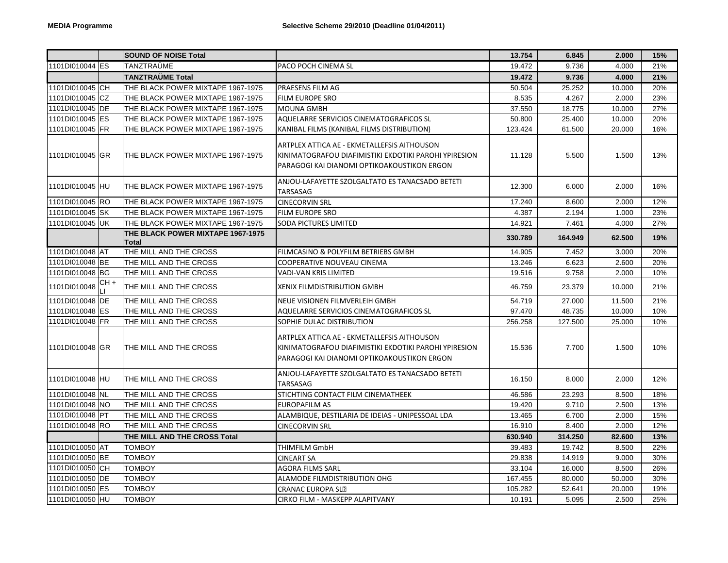| | | | | | | | |
|---|---|---|---|---|---|---|---|
| | | **SOUND OF NOISE Total** | | **13.754** | **6.845** | **2.000** | **15%** |
| 1101DI010044 | ES | TANZTRAÜME | PACO POCH CINEMA SL | 19.472 | 9.736 | 4.000 | 21% |
| | | **TANZTRAÜME Total** | | **19.472** | **9.736** | **4.000** | **21%** |
| 1101DI010045 | CH | THE BLACK POWER MIXTAPE 1967-1975 | PRAESENS FILM AG | 50.504 | 25.252 | 10.000 | 20% |
| 1101DI010045 | CZ | THE BLACK POWER MIXTAPE 1967-1975 | FILM EUROPE SRO | 8.535 | 4.267 | 2.000 | 23% |
| 1101DI010045 | DE | THE BLACK POWER MIXTAPE 1967-1975 | MOUNA GMBH | 37.550 | 18.775 | 10.000 | 27% |
| 1101DI010045 | ES | THE BLACK POWER MIXTAPE 1967-1975 | AQUELARRE SERVICIOS CINEMATOGRAFICOS SL | 50.800 | 25.400 | 10.000 | 20% |
| 1101DI010045 | FR | THE BLACK POWER MIXTAPE 1967-1975 | KANIBAL FILMS (KANIBAL FILMS DISTRIBUTION) | 123.424 | 61.500 | 20.000 | 16% |
| 1101DI010045 | GR | THE BLACK POWER MIXTAPE 1967-1975 | ARTPLEX ATTICA AE - EKMETALLEFSIS AITHOUSON KINIMATOGRAFOU DIAFIMISTIKI EKDOTIKI PAROHI YPIRESION PARAGOGI KAI DIANOMI OPTIKOAKOUSTIKON ERGON | 11.128 | 5.500 | 1.500 | 13% |
| 1101DI010045 | HU | THE BLACK POWER MIXTAPE 1967-1975 | ANJOU-LAFAYETTE SZOLGALTATO ES TANACSADO BETETI TARSASAG | 12.300 | 6.000 | 2.000 | 16% |
| 1101DI010045 | RO | THE BLACK POWER MIXTAPE 1967-1975 | CINECORVIN SRL | 17.240 | 8.600 | 2.000 | 12% |
| 1101DI010045 | SK | THE BLACK POWER MIXTAPE 1967-1975 | FILM EUROPE SRO | 4.387 | 2.194 | 1.000 | 23% |
| 1101DI010045 | UK | THE BLACK POWER MIXTAPE 1967-1975 | SODA PICTURES LIMITED | 14.921 | 7.461 | 4.000 | 27% |
| | | **THE BLACK POWER MIXTAPE 1967-1975 Total** | | **330.789** | **164.949** | **62.500** | **19%** |
| 1101DI010048 | AT | THE MILL AND THE CROSS | FILMCASINO & POLYFILM BETRIEBS GMBH | 14.905 | 7.452 | 3.000 | 20% |
| 1101DI010048 | BE | THE MILL AND THE CROSS | COOPERATIVE NOUVEAU CINEMA | 13.246 | 6.623 | 2.600 | 20% |
| 1101DI010048 | BG | THE MILL AND THE CROSS | VADI-VAN KRIS LIMITED | 19.516 | 9.758 | 2.000 | 10% |
| 1101DI010048 | CH + LI | THE MILL AND THE CROSS | XENIX FILMDISTRIBUTION GMBH | 46.759 | 23.379 | 10.000 | 21% |
| 1101DI010048 | DE | THE MILL AND THE CROSS | NEUE VISIONEN FILMVERLEIH GMBH | 54.719 | 27.000 | 11.500 | 21% |
| 1101DI010048 | ES | THE MILL AND THE CROSS | AQUELARRE SERVICIOS CINEMATOGRAFICOS SL | 97.470 | 48.735 | 10.000 | 10% |
| 1101DI010048 | FR | THE MILL AND THE CROSS | SOPHIE DULAC DISTRIBUTION | 256.258 | 127.500 | 25.000 | 10% |
| 1101DI010048 | GR | THE MILL AND THE CROSS | ARTPLEX ATTICA AE - EKMETALLEFSIS AITHOUSON KINIMATOGRAFOU DIAFIMISTIKI EKDOTIKI PAROHI YPIRESION PARAGOGI KAI DIANOMI OPTIKOAKOUSTIKON ERGON | 15.536 | 7.700 | 1.500 | 10% |
| 1101DI010048 | HU | THE MILL AND THE CROSS | ANJOU-LAFAYETTE SZOLGALTATO ES TANACSADO BETETI TARSASAG | 16.150 | 8.000 | 2.000 | 12% |
| 1101DI010048 | NL | THE MILL AND THE CROSS | STICHTING CONTACT FILM CINEMATHEEK | 46.586 | 23.293 | 8.500 | 18% |
| 1101DI010048 | NO | THE MILL AND THE CROSS | EUROPAFILM AS | 19.420 | 9.710 | 2.500 | 13% |
| 1101DI010048 | PT | THE MILL AND THE CROSS | ALAMBIQUE, DESTILARIA DE IDEIAS - UNIPESSOAL LDA | 13.465 | 6.700 | 2.000 | 15% |
| 1101DI010048 | RO | THE MILL AND THE CROSS | CINECORVIN SRL | 16.910 | 8.400 | 2.000 | 12% |
| | | **THE MILL AND THE CROSS Total** | | **630.940** | **314.250** | **82.600** | **13%** |
| 1101DI010050 | AT | TOMBOY | THIMFILM GmbH | 39.483 | 19.742 | 8.500 | 22% |
| 1101DI010050 | BE | TOMBOY | CINEART SA | 29.838 | 14.919 | 9.000 | 30% |
| 1101DI010050 | CH | TOMBOY | AGORA FILMS SARL | 33.104 | 16.000 | 8.500 | 26% |
| 1101DI010050 | DE | TOMBOY | ALAMODE FILMDISTRIBUTION OHG | 167.455 | 80.000 | 50.000 | 30% |
| 1101DI010050 | ES | TOMBOY | CRANAC EUROPA SL | 105.282 | 52.641 | 20.000 | 19% |
| 1101DI010050 | HU | TOMBOY | CIRKO FILM - MASKEPP ALAPITVANY | 10.191 | 5.095 | 2.500 | 25% |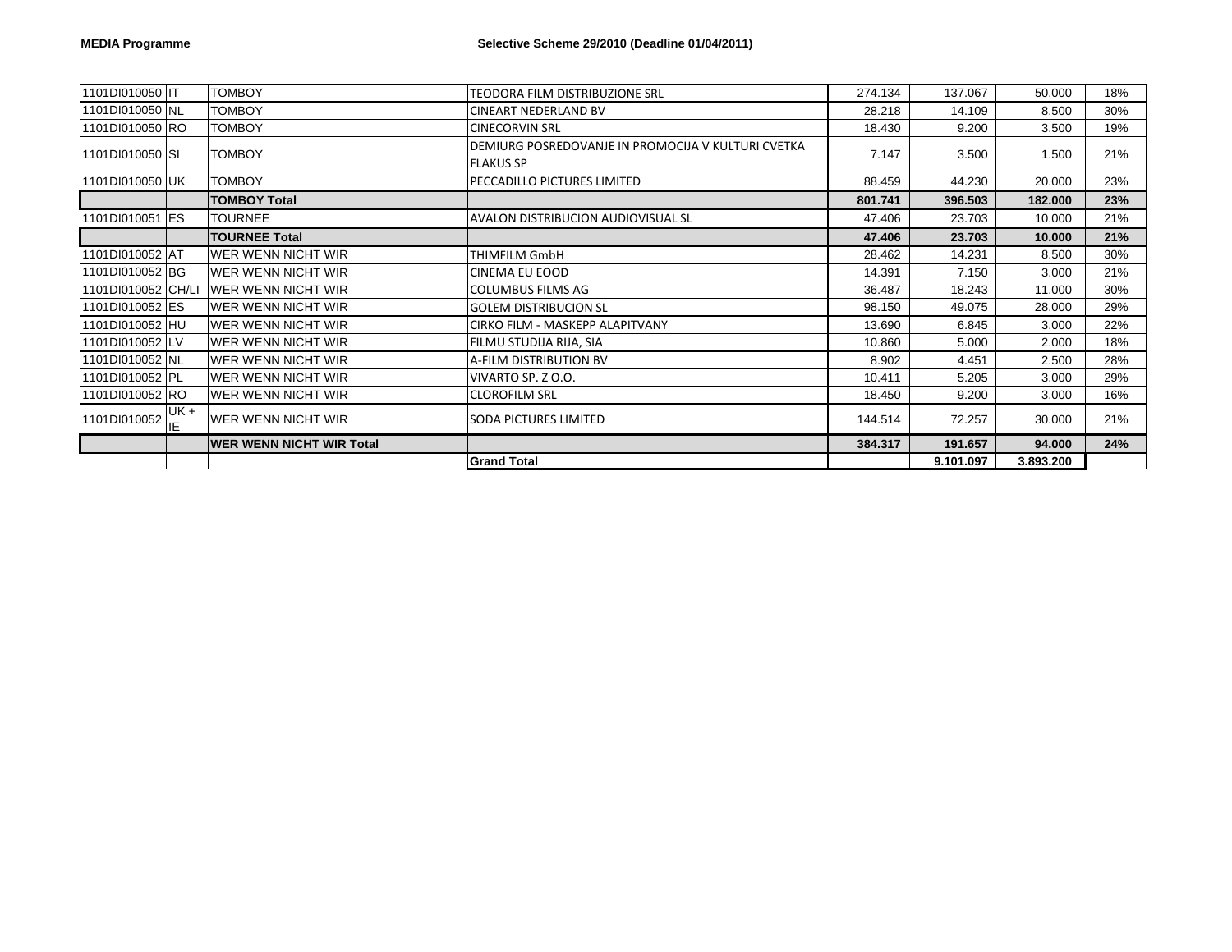MEDIA Programme

Selective Scheme 29/2010 (Deadline 01/04/2011)

| | | | | | | | |
|---|---|---|---|---|---|---|---|
| 1101DI010050 | IT | TOMBOY | TEODORA FILM DISTRIBUZIONE SRL | 274.134 | 137.067 | 50.000 | 18% |
| 1101DI010050 | NL | TOMBOY | CINEART NEDERLAND BV | 28.218 | 14.109 | 8.500 | 30% |
| 1101DI010050 | RO | TOMBOY | CINECORVIN SRL | 18.430 | 9.200 | 3.500 | 19% |
| 1101DI010050 | SI | TOMBOY | DEMIURG POSREDOVANJE IN PROMOCIJA V KULTURI CVETKA FLAKUS SP | 7.147 | 3.500 | 1.500 | 21% |
| 1101DI010050 | UK | TOMBOY | PECCADILLO PICTURES LIMITED | 88.459 | 44.230 | 20.000 | 23% |
| | | **TOMBOY Total** | | **801.741** | **396.503** | **182.000** | **23%** |
| 1101DI010051 | ES | TOURNEE | AVALON DISTRIBUCION AUDIOVISUAL SL | 47.406 | 23.703 | 10.000 | 21% |
| | | **TOURNEE Total** | | **47.406** | **23.703** | **10.000** | **21%** |
| 1101DI010052 | AT | WER WENN NICHT WIR | THIMFILM GmbH | 28.462 | 14.231 | 8.500 | 30% |
| 1101DI010052 | BG | WER WENN NICHT WIR | CINEMA EU EOOD | 14.391 | 7.150 | 3.000 | 21% |
| 1101DI010052 | CH/LI | WER WENN NICHT WIR | COLUMBUS FILMS AG | 36.487 | 18.243 | 11.000 | 30% |
| 1101DI010052 | ES | WER WENN NICHT WIR | GOLEM DISTRIBUCION SL | 98.150 | 49.075 | 28.000 | 29% |
| 1101DI010052 | HU | WER WENN NICHT WIR | CIRKO FILM - MASKEPP ALAPITVANY | 13.690 | 6.845 | 3.000 | 22% |
| 1101DI010052 | LV | WER WENN NICHT WIR | FILMU STUDIJA RIJA, SIA | 10.860 | 5.000 | 2.000 | 18% |
| 1101DI010052 | NL | WER WENN NICHT WIR | A-FILM DISTRIBUTION BV | 8.902 | 4.451 | 2.500 | 28% |
| 1101DI010052 | PL | WER WENN NICHT WIR | VIVARTO SP. Z O.O. | 10.411 | 5.205 | 3.000 | 29% |
| 1101DI010052 | RO | WER WENN NICHT WIR | CLOROFILM SRL | 18.450 | 9.200 | 3.000 | 16% |
| 1101DI010052 | UK + IE | WER WENN NICHT WIR | SODA PICTURES LIMITED | 144.514 | 72.257 | 30.000 | 21% |
| | | **WER WENN NICHT WIR Total** | | **384.317** | **191.657** | **94.000** | **24%** |
| | | | **Grand Total** | | **9.101.097** | **3.893.200** | |